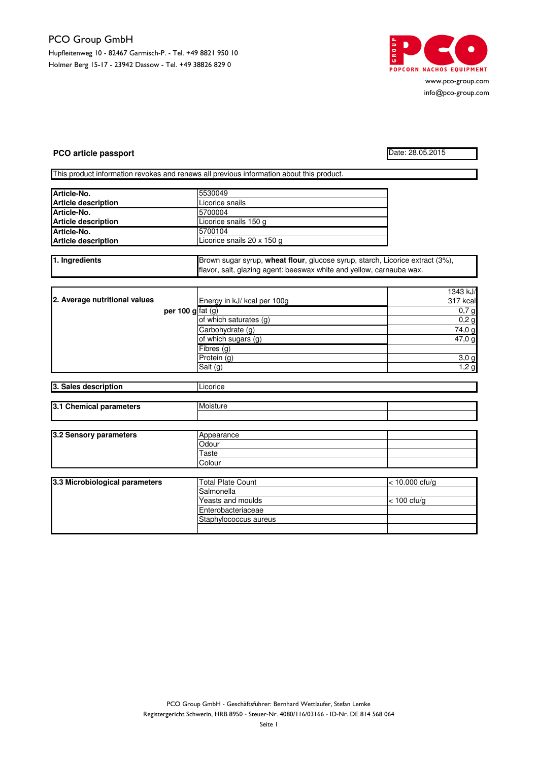PCO Group GmbH

Hupfleitenweg 10 - 82467 Garmisch-P. - Tel. +49 8821 950 10
Holmer Berg 15-17 - 23942 Dassow - Tel. +49 38826 829 0

www.pco-group.com
info@pco-group.com

**PCO article passport**

Date: 28.05.2015

This product information revokes and renews all previous information about this product.

| | |
|---|---|
| **Article-No.** | 5530049 |
| **Article description** | Licorice snails |
| **Article-No.** | 5700004 |
| **Article description** | Licorice snails 150 g |
| **Article-No.** | 5700104 |
| **Article description** | Licorice snails 20 x 150 g |

| | |
|---|---|
| **1. Ingredients** | Brown sugar syrup, **wheat flour**, glucose syrup, starch, Licorice extract (3%), flavor, salt, glazing agent: beeswax white and yellow, carnauba wax. |

| | | |
|---|---|---|
| **2. Average nutritional values** | Energy in kJ/ kcal per 100g | 1343 kJ/ 317 kcal |
| **per 100 g** | fat (g) | 0,7 g |
| | of which saturates (g) | 0,2 g |
| | Carbohydrate (g) | 74,0 g |
| | of which sugars (g) | 47,0 g |
| | Fibres (g) | |
| | Protein (g) | 3,0 g |
| | Salt (g) | 1,2 g |

| | |
|---|---|
| **3. Sales description** | Licorice |

| | | |
|---|---|---|
| **3.1 Chemical parameters** | Moisture | |
| | | |

| | | |
|---|---|---|
| **3.2 Sensory parameters** | Appearance | |
| | Odour | |
| | Taste | |
| | Colour | |

| | | |
|---|---|---|
| **3.3 Microbiological parameters** | Total Plate Count | < 10.000 cfu/g |
| | Salmonella | |
| | Yeasts and moulds | < 100 cfu/g |
| | Enterobacteriaceae | |
| | Staphylococcus aureus | |
| | | |

PCO Group GmbH - Geschäftsführer: Bernhard Wettlaufer, Stefan Lemke
Registergericht Schwerin, HRB 8950 - Steuer-Nr. 4080/116/03166 - ID-Nr. DE 814 568 064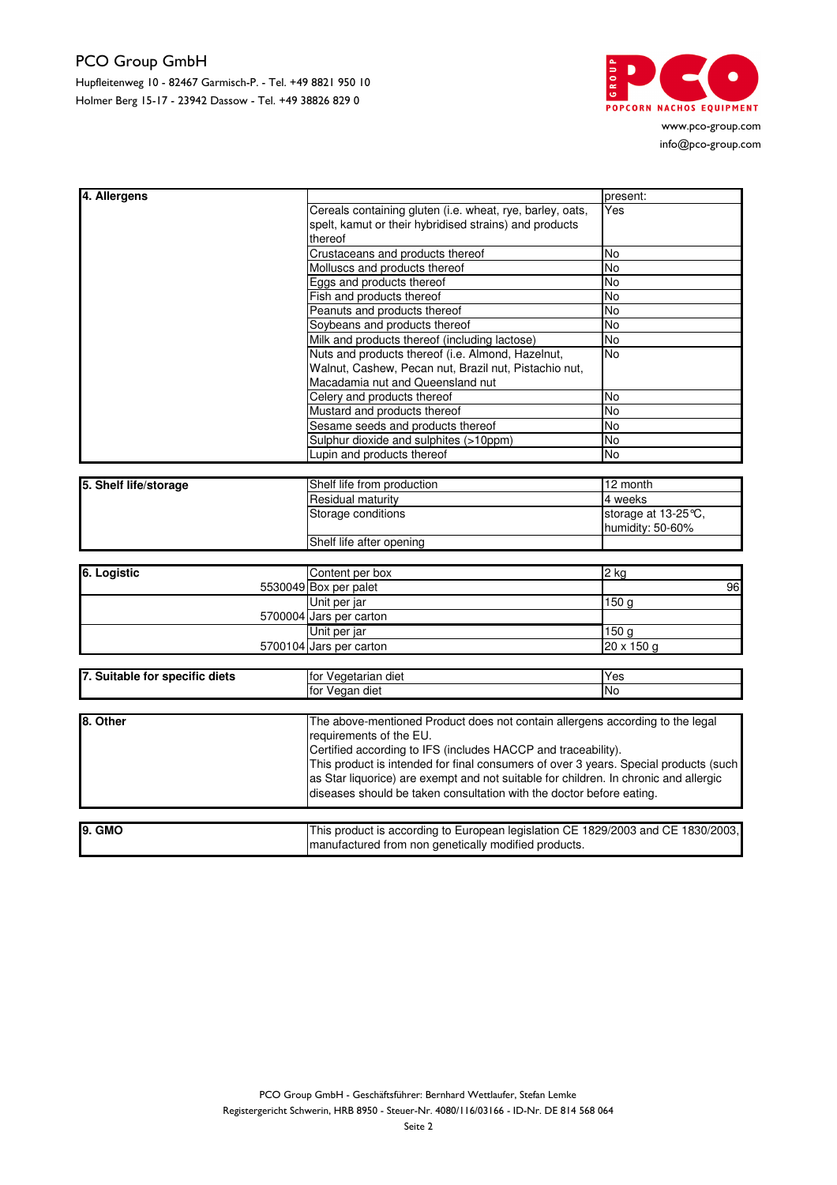PCO Group GmbH

Hupfleitenweg 10 - 82467 Garmisch-P. - Tel. +49 8821 950 10
Holmer Berg 15-17 - 23942 Dassow - Tel. +49 38826 829 0

www.pco-group.com
info@pco-group.com

| | | |
|---|---|---|
| **4. Allergens** | | present: |
| | Cereals containing gluten (i.e. wheat, rye, barley, oats, spelt, kamut or their hybridised strains) and products thereof | Yes |
| | Crustaceans and products thereof | No |
| | Molluscs and products thereof | No |
| | Eggs and products thereof | No |
| | Fish and products thereof | No |
| | Peanuts and products thereof | No |
| | Soybeans and products thereof | No |
| | Milk and products thereof (including lactose) | No |
| | Nuts and products thereof (i.e. Almond, Hazelnut, Walnut, Cashew, Pecan nut, Brazil nut, Pistachio nut, Macadamia nut and Queensland nut | No |
| | Celery and products thereof | No |
| | Mustard and products thereof | No |
| | Sesame seeds and products thereof | No |
| | Sulphur dioxide and sulphites (>10ppm) | No |
| | Lupin and products thereof | No |

| | | |
|---|---|---|
| **5. Shelf life/storage** | Shelf life from production | 12 month |
| | Residual maturity | 4 weeks |
| | Storage conditions | storage at 13-25°C, humidity: 50-60% |
| | Shelf life after opening | |

| | | |
|---|---|---|
| **6. Logistic** | Content per box | 2 kg |
| 5530049 | Box per palet | 96 |
| | Unit per jar | 150 g |
| 5700004 | Jars per carton | |
| | Unit per jar | 150 g |
| 5700104 | Jars per carton | 20 x 150 g |

| | | |
|---|---|---|
| **7. Suitable for specific diets** | for Vegetarian diet | Yes |
| | for Vegan diet | No |

| | |
|---|---|
| **8. Other** | The above-mentioned Product does not contain allergens according to the legal requirements of the EU.<br>Certified according to IFS (includes HACCP and traceability).<br>This product is intended for final consumers of over 3 years. Special products (such as Star liquorice) are exempt and not suitable for children. In chronic and allergic diseases should be taken consultation with the doctor before eating. |

| | |
|---|---|
| **9. GMO** | This product is according to European legislation CE 1829/2003 and CE 1830/2003, manufactured from non genetically modified products. |

PCO Group GmbH - Geschäftsführer: Bernhard Wettlaufer, Stefan Lemke
Registergericht Schwerin, HRB 8950 - Steuer-Nr. 4080/116/03166 - ID-Nr. DE 814 568 064